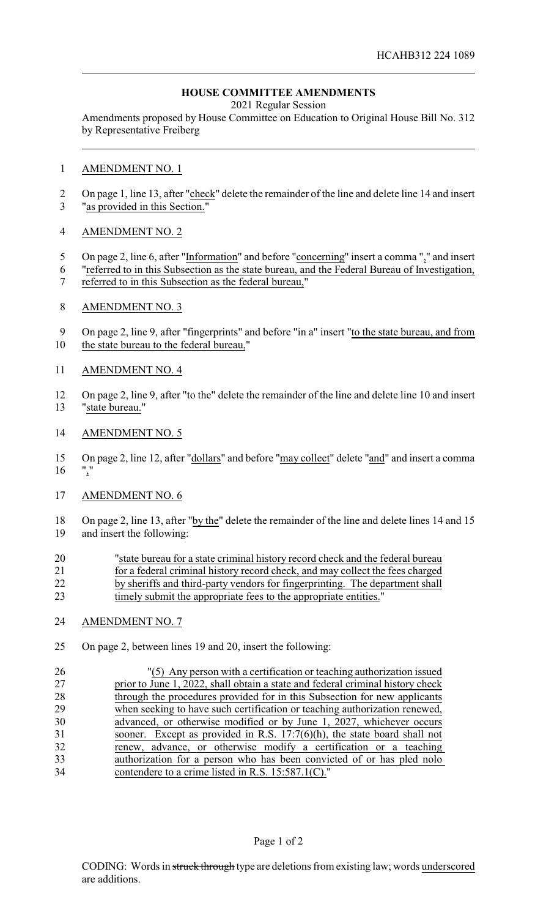HCAHB312 224 1089

# HOUSE COMMITTEE AMENDMENTS

2021 Regular Session

Amendments proposed by House Committee on Education to Original House Bill No. 312 by Representative Freiberg

AMENDMENT NO. 1

On page 1, line 13, after "check" delete the remainder of the line and delete line 14 and insert "as provided in this Section."

AMENDMENT NO. 2

On page 2, line 6, after "Information" and before "concerning" insert a comma "," and insert "referred to in this Subsection as the state bureau, and the Federal Bureau of Investigation, referred to in this Subsection as the federal bureau,"

AMENDMENT NO. 3

On page 2, line 9, after "fingerprints" and before "in a" insert "to the state bureau, and from the state bureau to the federal bureau,"

AMENDMENT NO. 4

On page 2, line 9, after "to the" delete the remainder of the line and delete line 10 and insert "state bureau."

AMENDMENT NO. 5

On page 2, line 12, after "dollars" and before "may collect" delete "and" and insert a comma ","

AMENDMENT NO. 6

On page 2, line 13, after "by the" delete the remainder of the line and delete lines 14 and 15 and insert the following:

> "state bureau for a state criminal history record check and the federal bureau for a federal criminal history record check, and may collect the fees charged by sheriffs and third-party vendors for fingerprinting. The department shall timely submit the appropriate fees to the appropriate entities."

AMENDMENT NO. 7

On page 2, between lines 19 and 20, insert the following:

> "(5) Any person with a certification or teaching authorization issued prior to June 1, 2022, shall obtain a state and federal criminal history check through the procedures provided for in this Subsection for new applicants when seeking to have such certification or teaching authorization renewed, advanced, or otherwise modified or by June 1, 2027, whichever occurs sooner. Except as provided in R.S. 17:7(6)(h), the state board shall not renew, advance, or otherwise modify a certification or a teaching authorization for a person who has been convicted of or has pled nolo contendere to a crime listed in R.S. 15:587.1(C)."

CODING: Words in ~~struck through~~ type are deletions from existing law; words underscored are additions.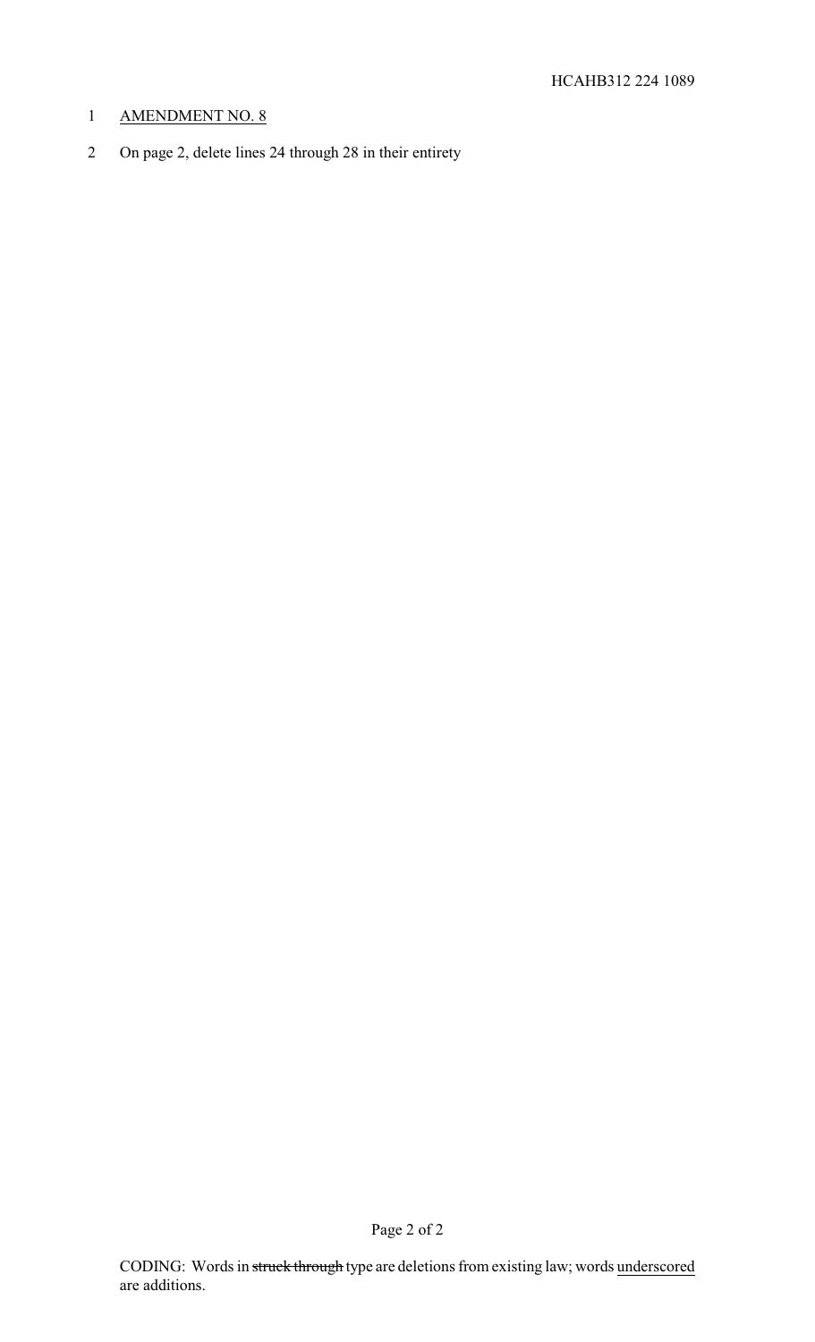1 AMENDMENT NO. 8

2 On page 2, delete lines 24 through 28 in their entirety

CODING: Words in ~~struck through~~ type are deletions from existing law; words underscored are additions.